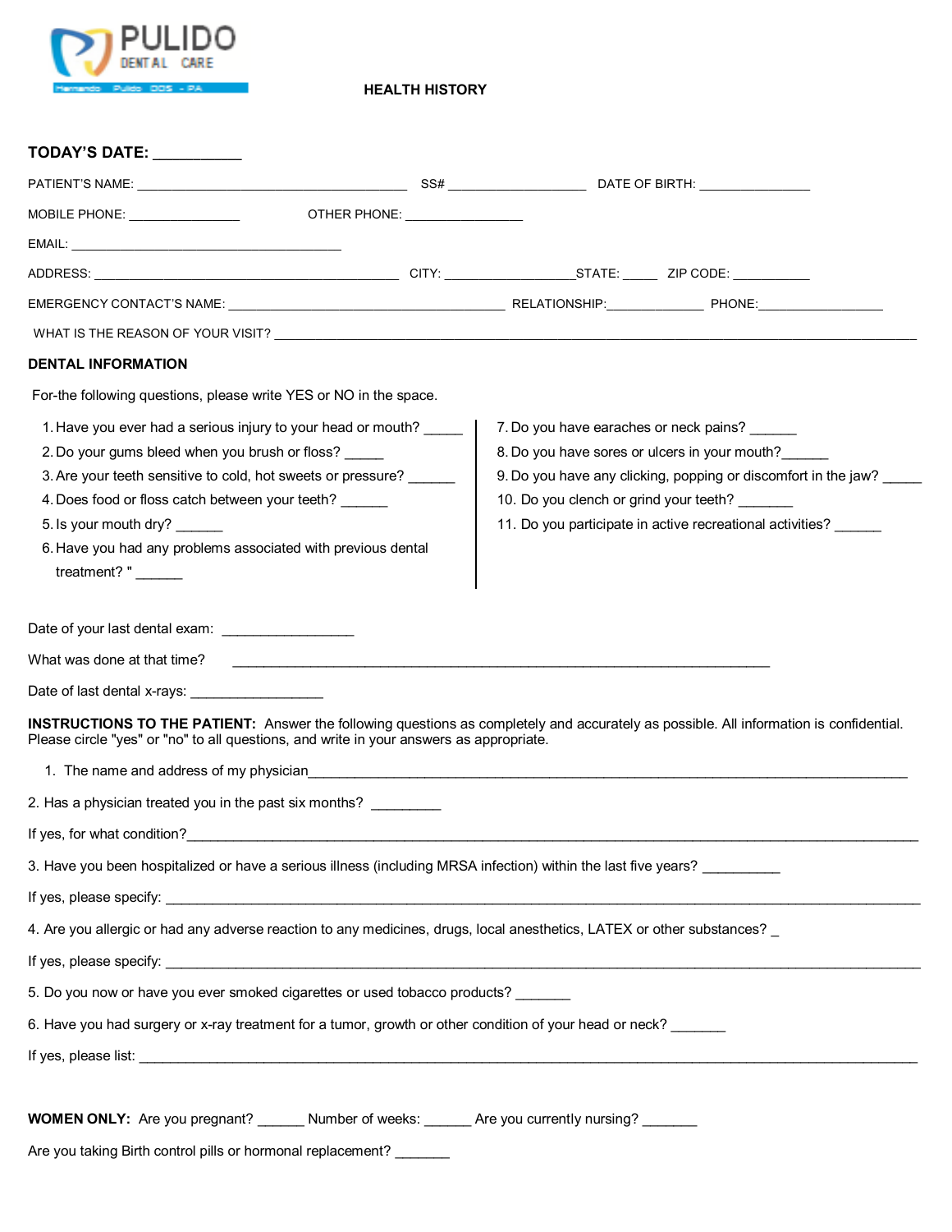PULIDO DENTAL CARE

Hernando Pulido DDS - PA

# HEALTH HISTORY

**TODAY'S DATE:** ___________

PATIENT'S NAME: ________________________________________ SS# ____________________ DATE OF BIRTH: ________________

MOBILE PHONE: ________________ OTHER PHONE: ________________

EMAIL: ________________________________________

ADDRESS: ____________________________________________ CITY: __________________STATE: _____ ZIP CODE: ___________

EMERGENCY CONTACT'S NAME: ________________________________________ RELATIONSHIP:______________ PHONE:__________________

WHAT IS THE REASON OF YOUR VISIT? ________________________________________________________________________________________________

**DENTAL INFORMATION**

For-the following questions, please write YES or NO in the space.

1. Have you ever had a serious injury to your head or mouth? _____
2. Do your gums bleed when you brush or floss? _____
3. Are your teeth sensitive to cold, hot sweets or pressure? ______
4. Does food or floss catch between your teeth? ______
5. Is your mouth dry? ______
6. Have you had any problems associated with previous dental treatment? " ______
7. Do you have earaches or neck pains? ______
8. Do you have sores or ulcers in your mouth?______
9. Do you have any clicking, popping or discomfort in the jaw? _____
10. Do you clench or grind your teeth? _______
11. Do you participate in active recreational activities? ______

Date of your last dental exam: _________________

What was done at that time? ____________________________________________________________________________

Date of last dental x-rays: _________________

**INSTRUCTIONS TO THE PATIENT:** Answer the following questions as completely and accurately as possible. All information is confidential. Please circle "yes" or "no" to all questions, and write in your answers as appropriate.

1. The name and address of my physician__________________________________________________________________________________

2. Has a physician treated you in the past six months? _________

If yes, for what condition?______________________________________________________________________________________________

3. Have you been hospitalized or have a serious illness (including MRSA infection) within the last five years? __________

If yes, please specify: __________________________________________________________________________________________________

4. Are you allergic or had any adverse reaction to any medicines, drugs, local anesthetics, LATEX or other substances? _

If yes, please specify: __________________________________________________________________________________________________

5. Do you now or have you ever smoked cigarettes or used tobacco products? _______

6. Have you had surgery or x-ray treatment for a tumor, growth or other condition of your head or neck? _______

If yes, please list: _____________________________________________________________________________________________________

**WOMEN ONLY:** Are you pregnant? ______ Number of weeks: ______ Are you currently nursing? _______

Are you taking Birth control pills or hormonal replacement? _______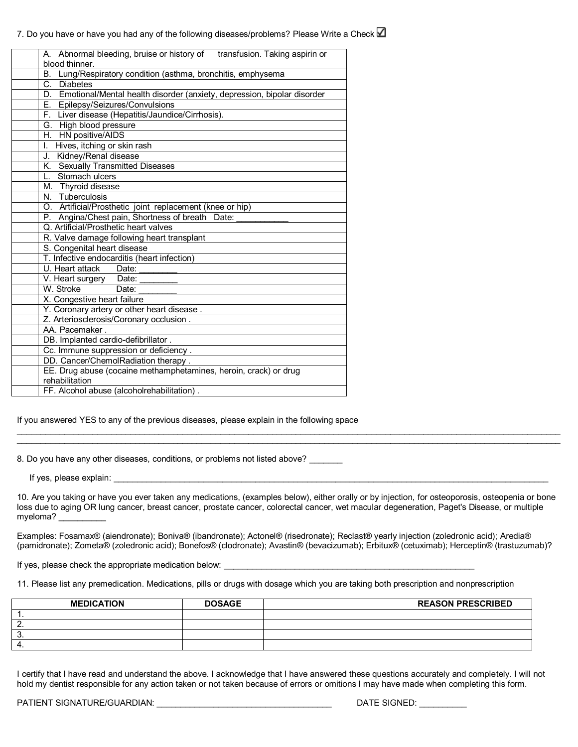7. Do you have or have you had any of the following diseases/problems? Please Write a Check ☑

| | |
|---|---|
| | A. Abnormal bleeding, bruise or history of transfusion. Taking aspirin or blood thinner. |
| | B. Lung/Respiratory condition (asthma, bronchitis, emphysema |
| | C. Diabetes |
| | D. Emotional/Mental health disorder (anxiety, depression, bipolar disorder |
| | E. Epilepsy/Seizures/Convulsions |
| | F. Liver disease (Hepatitis/Jaundice/Cirrhosis). |
| | G. High blood pressure |
| | H. HN positive/AIDS |
| | I. Hives, itching or skin rash |
| | J. Kidney/Renal disease |
| | K. Sexually Transmitted Diseases |
| | L. Stomach ulcers |
| | M. Thyroid disease |
| | N. Tuberculosis |
| | O. Artificial/Prosthetic joint replacement (knee or hip) |
| | P. Angina/Chest pain, Shortness of breath Date: ___________ |
| | Q. Artificial/Prosthetic heart valves |
| | R. Valve damage following heart transplant |
| | S. Congenital heart disease |
| | T. Infective endocarditis (heart infection) |
| | U. Heart attack Date: ________ |
| | V. Heart surgery Date: ________ |
| | W. Stroke Date: ________ |
| | X. Congestive heart failure |
| | Y. Coronary artery or other heart disease . |
| | Z. Arteriosclerosis/Coronary occlusion . |
| | AA. Pacemaker . |
| | DB. Implanted cardio-defibrillator . |
| | Cc. Immune suppression or deficiency . |
| | DD. Cancer/ChemolRadiation therapy . |
| | EE. Drug abuse (cocaine methamphetamines, heroin, crack) or drug rehabilitation |
| | FF. Alcohol abuse (alcoholrehabilitation) . |

If you answered YES to any of the previous diseases, please explain in the following space

________________________________________________________________________________________________________

________________________________________________________________________________________________________

8. Do you have any other diseases, conditions, or problems not listed above? _______

If yes, please explain: ______________________________________________________________________________

10. Are you taking or have you ever taken any medications, (examples below), either orally or by injection, for osteoporosis, osteopenia or bone loss due to aging OR lung cancer, breast cancer, prostate cancer, colorectal cancer, wet macular degeneration, Paget's Disease, or multiple myeloma? __________

Examples: Fosamax® (aiendronate); Boniva® (ibandronate); Actonel® (risedronate); Reclast® yearly injection (zoledronic acid); Aredia® (pamidronate); Zometa® (zoledronic acid); Bonefos® (clodronate); Avastin® (bevacizumab); Erbitux® (cetuximab); Herceptin® (trastuzumab)?

If yes, please check the appropriate medication below: ________________________________________________________

11. Please list any premedication. Medications, pills or drugs with dosage which you are taking both prescription and nonprescription

| MEDICATION | DOSAGE | REASON PRESCRIBED |
|---|---|---|
| 1. | | |
| 2. | | |
| 3. | | |
| 4. | | |

I certify that I have read and understand the above. I acknowledge that I have answered these questions accurately and completely. I will not hold my dentist responsible for any action taken or not taken because of errors or omitions I may have made when completing this form.

PATIENT SIGNATURE/GUARDIAN: _____________________________________ DATE SIGNED: __________